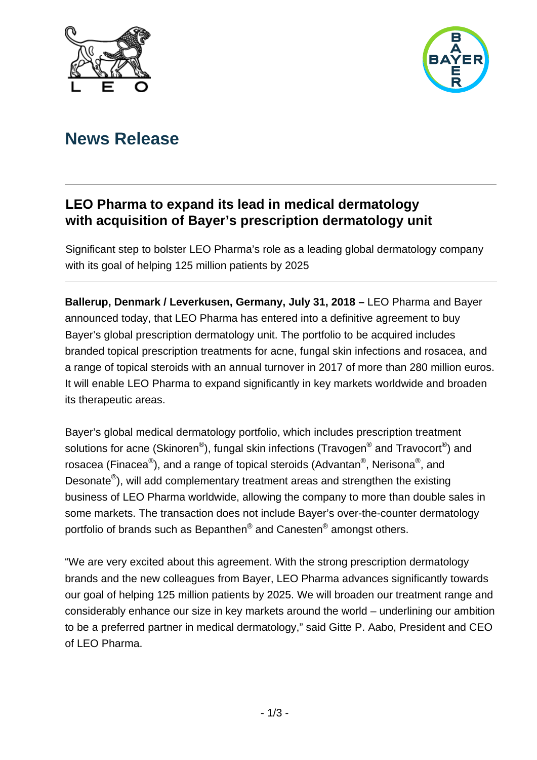# News Release

## LEO Pharma to expand its lead in medical dermatology with acquisition of Bayer's prescription dermatology unit

Significant step to bolster LEO Pharma's role as a leading global dermatology company with its goal of helping 125 million patients by 2025

**Ballerup, Denmark / Leverkusen, Germany, July 31, 2018 –** LEO Pharma and Bayer announced today, that LEO Pharma has entered into a definitive agreement to buy Bayer's global prescription dermatology unit. The portfolio to be acquired includes branded topical prescription treatments for acne, fungal skin infections and rosacea, and a range of topical steroids with an annual turnover in 2017 of more than 280 million euros. It will enable LEO Pharma to expand significantly in key markets worldwide and broaden its therapeutic areas.

Bayer's global medical dermatology portfolio, which includes prescription treatment solutions for acne (Skinoren®), fungal skin infections (Travogen® and Travocort®) and rosacea (Finacea®), and a range of topical steroids (Advantan®, Nerisona®, and Desonate®), will add complementary treatment areas and strengthen the existing business of LEO Pharma worldwide, allowing the company to more than double sales in some markets. The transaction does not include Bayer's over-the-counter dermatology portfolio of brands such as Bepanthen® and Canesten® amongst others.

"We are very excited about this agreement. With the strong prescription dermatology brands and the new colleagues from Bayer, LEO Pharma advances significantly towards our goal of helping 125 million patients by 2025. We will broaden our treatment range and considerably enhance our size in key markets around the world – underlining our ambition to be a preferred partner in medical dermatology," said Gitte P. Aabo, President and CEO of LEO Pharma.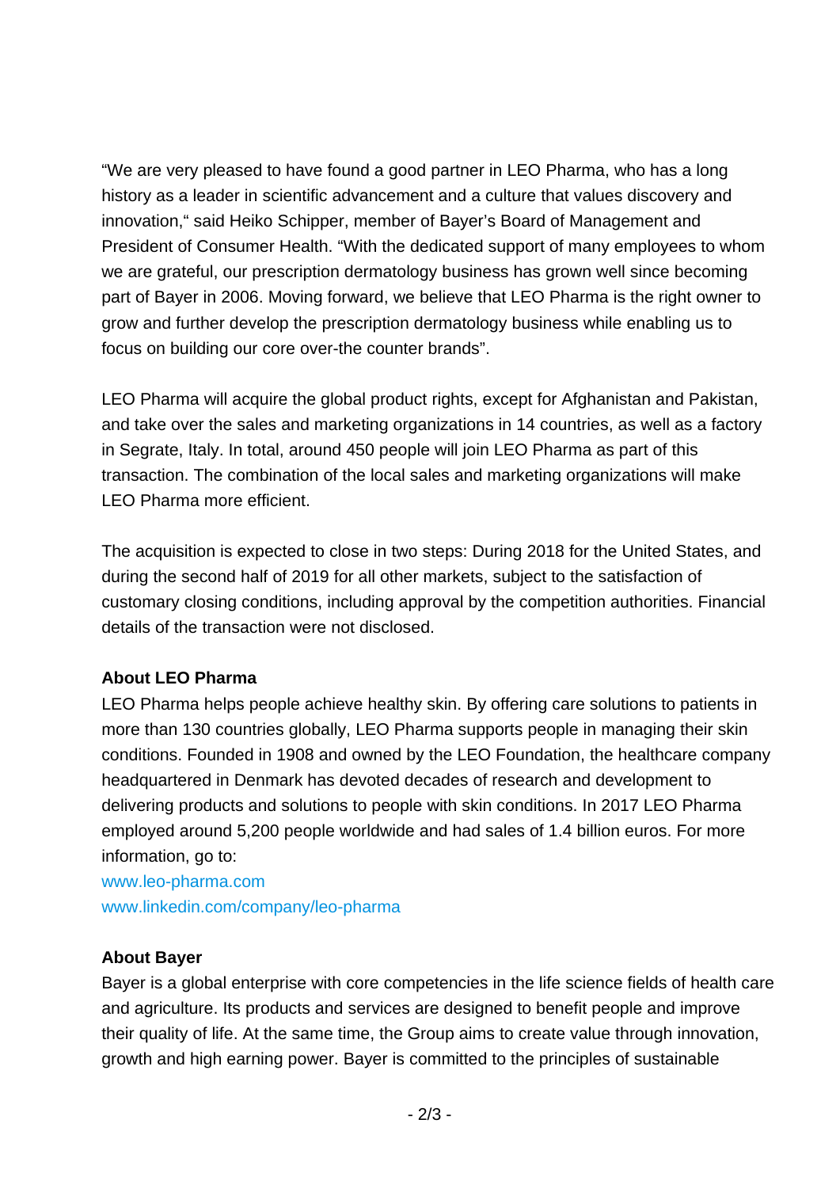“We are very pleased to have found a good partner in LEO Pharma, who has a long history as a leader in scientific advancement and a culture that values discovery and innovation,“ said Heiko Schipper, member of Bayer’s Board of Management and President of Consumer Health. “With the dedicated support of many employees to whom we are grateful, our prescription dermatology business has grown well since becoming part of Bayer in 2006. Moving forward, we believe that LEO Pharma is the right owner to grow and further develop the prescription dermatology business while enabling us to focus on building our core over-the counter brands”.

LEO Pharma will acquire the global product rights, except for Afghanistan and Pakistan, and take over the sales and marketing organizations in 14 countries, as well as a factory in Segrate, Italy. In total, around 450 people will join LEO Pharma as part of this transaction. The combination of the local sales and marketing organizations will make LEO Pharma more efficient.

The acquisition is expected to close in two steps: During 2018 for the United States, and during the second half of 2019 for all other markets, subject to the satisfaction of customary closing conditions, including approval by the competition authorities. Financial details of the transaction were not disclosed.

**About LEO Pharma**

LEO Pharma helps people achieve healthy skin. By offering care solutions to patients in more than 130 countries globally, LEO Pharma supports people in managing their skin conditions. Founded in 1908 and owned by the LEO Foundation, the healthcare company headquartered in Denmark has devoted decades of research and development to delivering products and solutions to people with skin conditions. In 2017 LEO Pharma employed around 5,200 people worldwide and had sales of 1.4 billion euros. For more information, go to:
www.leo-pharma.com
www.linkedin.com/company/leo-pharma

**About Bayer**

Bayer is a global enterprise with core competencies in the life science fields of health care and agriculture. Its products and services are designed to benefit people and improve their quality of life. At the same time, the Group aims to create value through innovation, growth and high earning power. Bayer is committed to the principles of sustainable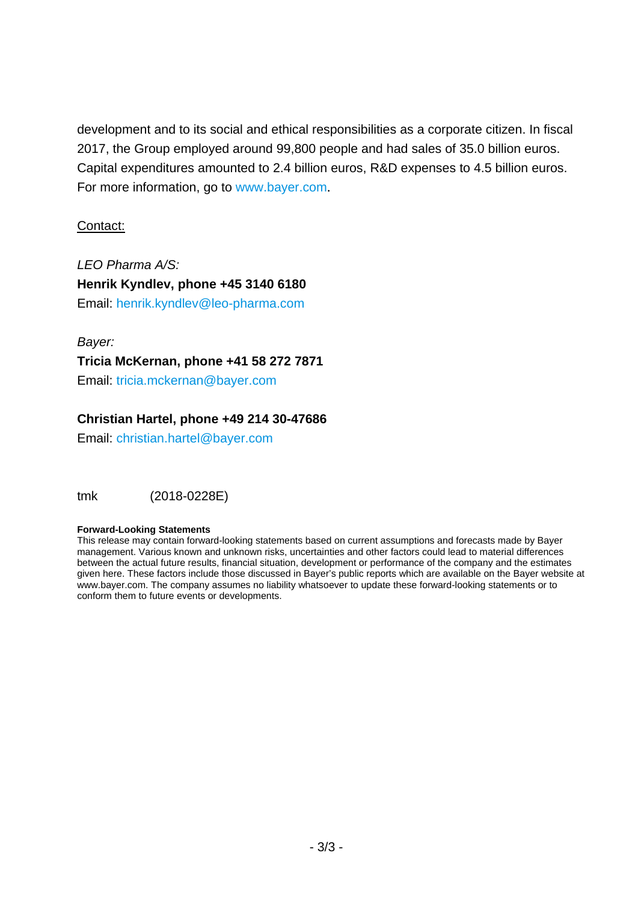development and to its social and ethical responsibilities as a corporate citizen. In fiscal 2017, the Group employed around 99,800 people and had sales of 35.0 billion euros. Capital expenditures amounted to 2.4 billion euros, R&D expenses to 4.5 billion euros. For more information, go to www.bayer.com.

<u>Contact:</u>

*LEO Pharma A/S:*
**Henrik Kyndlev, phone +45 3140 6180**
Email: henrik.kyndlev@leo-pharma.com

*Bayer:*
**Tricia McKernan, phone +41 58 272 7871**
Email: tricia.mckernan@bayer.com

**Christian Hartel, phone +49 214 30-47686**
Email: christian.hartel@bayer.com

tmk (2018-0228E)

**Forward-Looking Statements**
This release may contain forward-looking statements based on current assumptions and forecasts made by Bayer management. Various known and unknown risks, uncertainties and other factors could lead to material differences between the actual future results, financial situation, development or performance of the company and the estimates given here. These factors include those discussed in Bayer's public reports which are available on the Bayer website at www.bayer.com. The company assumes no liability whatsoever to update these forward-looking statements or to conform them to future events or developments.